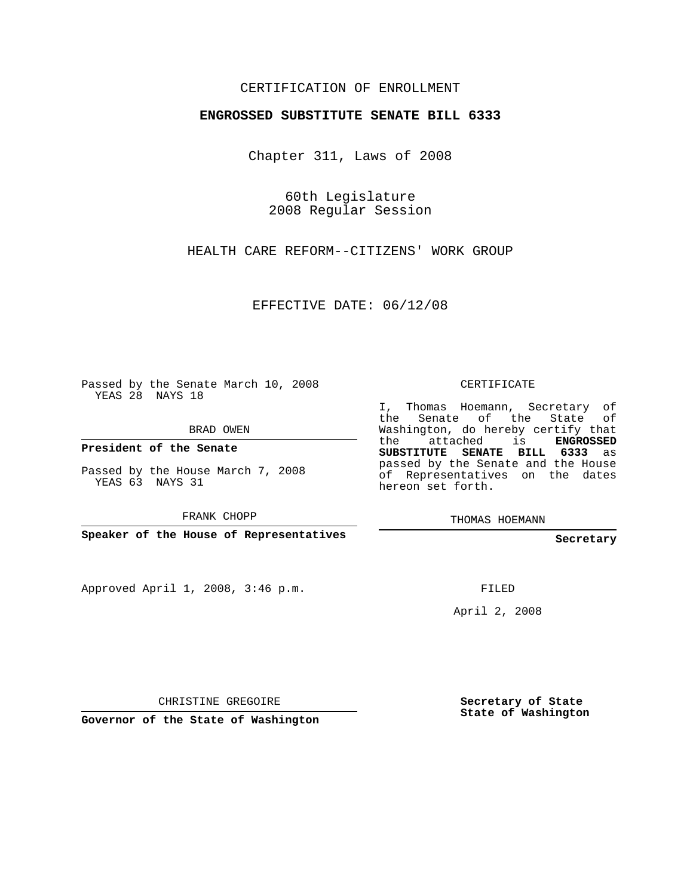CERTIFICATION OF ENROLLMENT

**ENGROSSED SUBSTITUTE SENATE BILL 6333**

Chapter 311, Laws of 2008

60th Legislature
2008 Regular Session

HEALTH CARE REFORM--CITIZENS' WORK GROUP

EFFECTIVE DATE: 06/12/08

Passed by the Senate March 10, 2008
YEAS 28 NAYS 18

BRAD OWEN

**President of the Senate**

Passed by the House March 7, 2008
YEAS 63 NAYS 31

FRANK CHOPP

**Speaker of the House of Representatives**

CERTIFICATE

I, Thomas Hoemann, Secretary of the Senate of the State of Washington, do hereby certify that the attached is **ENGROSSED SUBSTITUTE SENATE BILL 6333** as passed by the Senate and the House of Representatives on the dates hereon set forth.

THOMAS HOEMANN

**Secretary**

Approved April 1, 2008, 3:46 p.m.

FILED

April 2, 2008

CHRISTINE GREGOIRE

**Governor of the State of Washington**

**Secretary of State**
**State of Washington**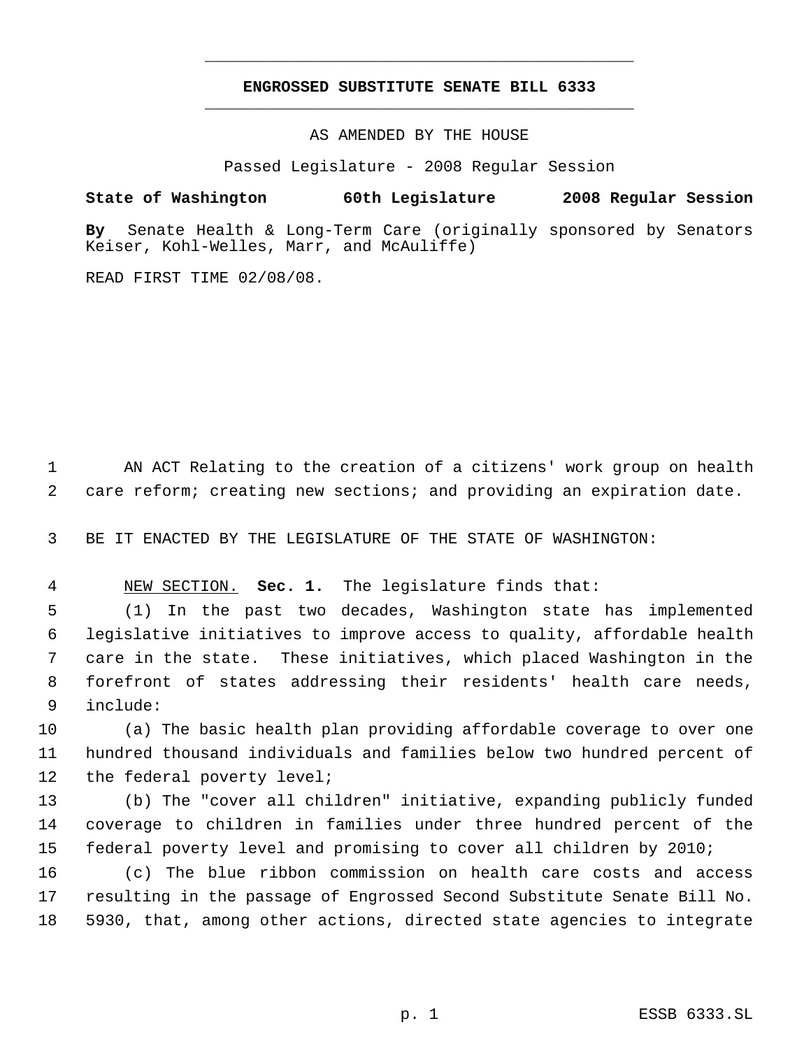# ENGROSSED SUBSTITUTE SENATE BILL 6333

AS AMENDED BY THE HOUSE

Passed Legislature - 2008 Regular Session

**State of Washington 60th Legislature 2008 Regular Session**

**By** Senate Health & Long-Term Care (originally sponsored by Senators Keiser, Kohl-Welles, Marr, and McAuliffe)

READ FIRST TIME 02/08/08.

AN ACT Relating to the creation of a citizens' work group on health care reform; creating new sections; and providing an expiration date.

BE IT ENACTED BY THE LEGISLATURE OF THE STATE OF WASHINGTON:

NEW SECTION. **Sec. 1.** The legislature finds that:

(1) In the past two decades, Washington state has implemented legislative initiatives to improve access to quality, affordable health care in the state. These initiatives, which placed Washington in the forefront of states addressing their residents' health care needs, include:

(a) The basic health plan providing affordable coverage to over one hundred thousand individuals and families below two hundred percent of the federal poverty level;

(b) The "cover all children" initiative, expanding publicly funded coverage to children in families under three hundred percent of the federal poverty level and promising to cover all children by 2010;

(c) The blue ribbon commission on health care costs and access resulting in the passage of Engrossed Second Substitute Senate Bill No. 5930, that, among other actions, directed state agencies to integrate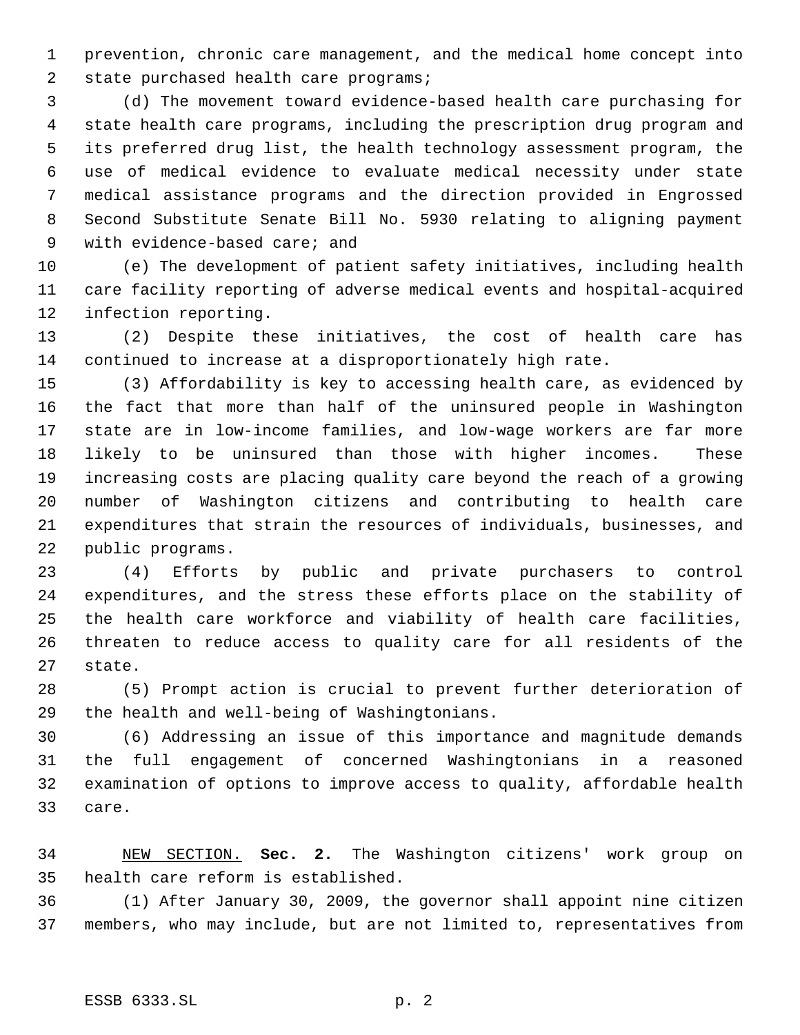prevention, chronic care management, and the medical home concept into state purchased health care programs;

(d) The movement toward evidence-based health care purchasing for state health care programs, including the prescription drug program and its preferred drug list, the health technology assessment program, the use of medical evidence to evaluate medical necessity under state medical assistance programs and the direction provided in Engrossed Second Substitute Senate Bill No. 5930 relating to aligning payment with evidence-based care; and

(e) The development of patient safety initiatives, including health care facility reporting of adverse medical events and hospital-acquired infection reporting.

(2) Despite these initiatives, the cost of health care has continued to increase at a disproportionately high rate.

(3) Affordability is key to accessing health care, as evidenced by the fact that more than half of the uninsured people in Washington state are in low-income families, and low-wage workers are far more likely to be uninsured than those with higher incomes. These increasing costs are placing quality care beyond the reach of a growing number of Washington citizens and contributing to health care expenditures that strain the resources of individuals, businesses, and public programs.

(4) Efforts by public and private purchasers to control expenditures, and the stress these efforts place on the stability of the health care workforce and viability of health care facilities, threaten to reduce access to quality care for all residents of the state.

(5) Prompt action is crucial to prevent further deterioration of the health and well-being of Washingtonians.

(6) Addressing an issue of this importance and magnitude demands the full engagement of concerned Washingtonians in a reasoned examination of options to improve access to quality, affordable health care.

NEW SECTION. **Sec. 2.** The Washington citizens' work group on health care reform is established.

(1) After January 30, 2009, the governor shall appoint nine citizen members, who may include, but are not limited to, representatives from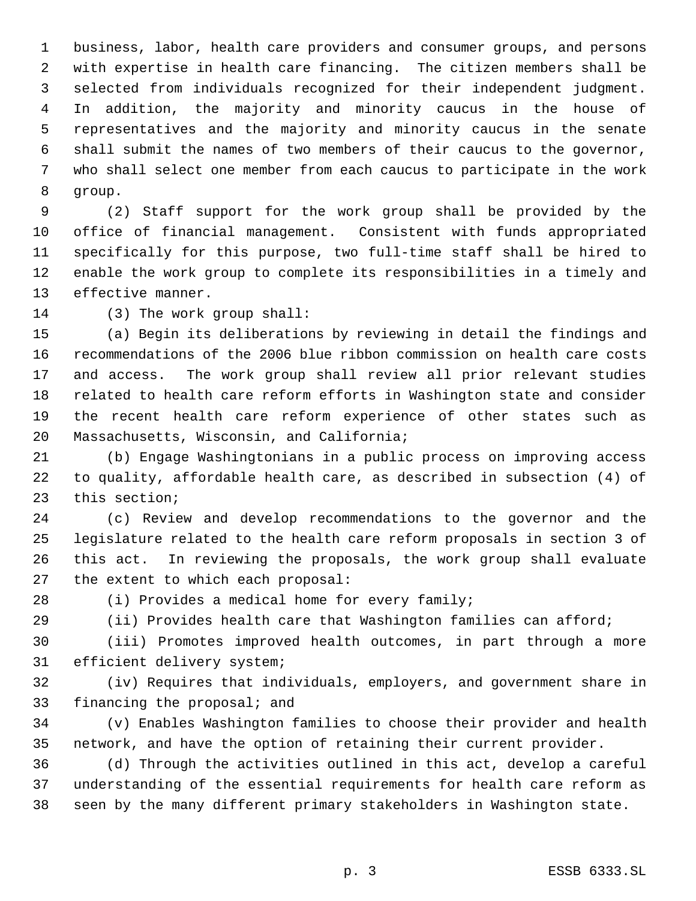business, labor, health care providers and consumer groups, and persons with expertise in health care financing. The citizen members shall be selected from individuals recognized for their independent judgment. In addition, the majority and minority caucus in the house of representatives and the majority and minority caucus in the senate shall submit the names of two members of their caucus to the governor, who shall select one member from each caucus to participate in the work group.

(2) Staff support for the work group shall be provided by the office of financial management. Consistent with funds appropriated specifically for this purpose, two full-time staff shall be hired to enable the work group to complete its responsibilities in a timely and effective manner.

(3) The work group shall:

(a) Begin its deliberations by reviewing in detail the findings and recommendations of the 2006 blue ribbon commission on health care costs and access. The work group shall review all prior relevant studies related to health care reform efforts in Washington state and consider the recent health care reform experience of other states such as Massachusetts, Wisconsin, and California;

(b) Engage Washingtonians in a public process on improving access to quality, affordable health care, as described in subsection (4) of this section;

(c) Review and develop recommendations to the governor and the legislature related to the health care reform proposals in section 3 of this act. In reviewing the proposals, the work group shall evaluate the extent to which each proposal:

(i) Provides a medical home for every family;

(ii) Provides health care that Washington families can afford;

(iii) Promotes improved health outcomes, in part through a more efficient delivery system;

(iv) Requires that individuals, employers, and government share in financing the proposal; and

(v) Enables Washington families to choose their provider and health network, and have the option of retaining their current provider.

(d) Through the activities outlined in this act, develop a careful understanding of the essential requirements for health care reform as seen by the many different primary stakeholders in Washington state.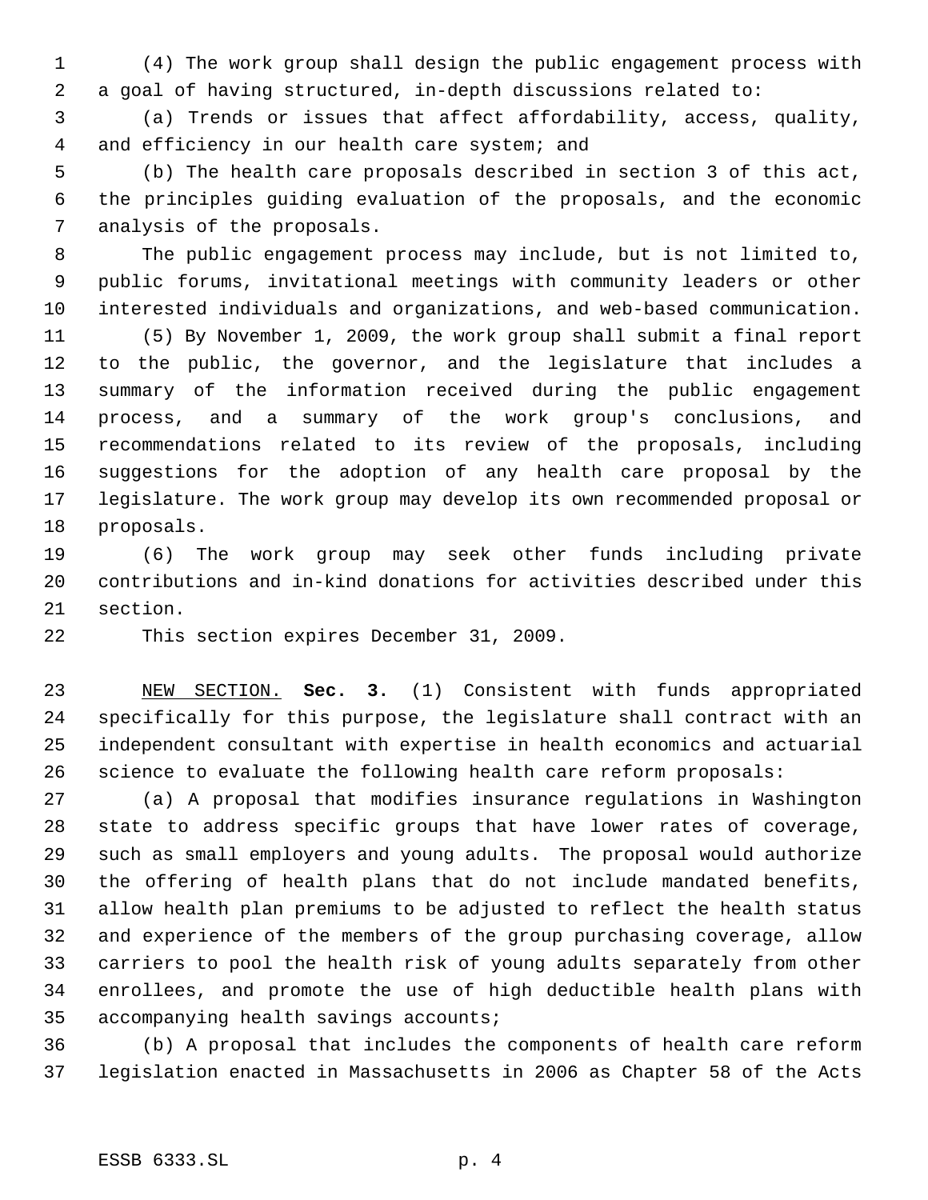(4) The work group shall design the public engagement process with a goal of having structured, in-depth discussions related to:

(a) Trends or issues that affect affordability, access, quality, and efficiency in our health care system; and

(b) The health care proposals described in section 3 of this act, the principles guiding evaluation of the proposals, and the economic analysis of the proposals.

The public engagement process may include, but is not limited to, public forums, invitational meetings with community leaders or other interested individuals and organizations, and web-based communication.

(5) By November 1, 2009, the work group shall submit a final report to the public, the governor, and the legislature that includes a summary of the information received during the public engagement process, and a summary of the work group's conclusions, and recommendations related to its review of the proposals, including suggestions for the adoption of any health care proposal by the legislature. The work group may develop its own recommended proposal or proposals.

(6) The work group may seek other funds including private contributions and in-kind donations for activities described under this section.

This section expires December 31, 2009.

NEW SECTION. **Sec. 3.** (1) Consistent with funds appropriated specifically for this purpose, the legislature shall contract with an independent consultant with expertise in health economics and actuarial science to evaluate the following health care reform proposals:

(a) A proposal that modifies insurance regulations in Washington state to address specific groups that have lower rates of coverage, such as small employers and young adults. The proposal would authorize the offering of health plans that do not include mandated benefits, allow health plan premiums to be adjusted to reflect the health status and experience of the members of the group purchasing coverage, allow carriers to pool the health risk of young adults separately from other enrollees, and promote the use of high deductible health plans with accompanying health savings accounts;

(b) A proposal that includes the components of health care reform legislation enacted in Massachusetts in 2006 as Chapter 58 of the Acts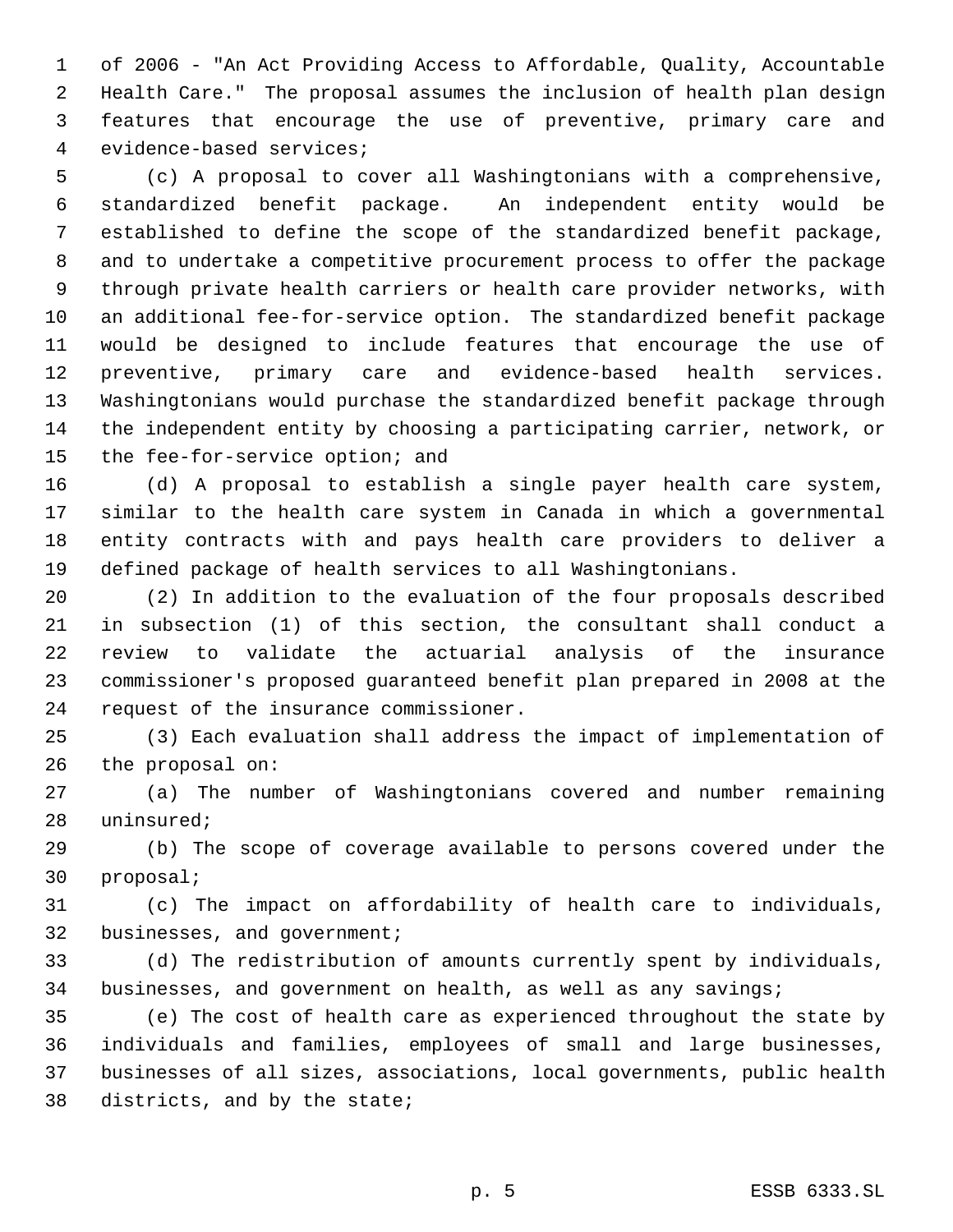of 2006 - "An Act Providing Access to Affordable, Quality, Accountable Health Care." The proposal assumes the inclusion of health plan design features that encourage the use of preventive, primary care and evidence-based services;

(c) A proposal to cover all Washingtonians with a comprehensive, standardized benefit package. An independent entity would be established to define the scope of the standardized benefit package, and to undertake a competitive procurement process to offer the package through private health carriers or health care provider networks, with an additional fee-for-service option. The standardized benefit package would be designed to include features that encourage the use of preventive, primary care and evidence-based health services. Washingtonians would purchase the standardized benefit package through the independent entity by choosing a participating carrier, network, or the fee-for-service option; and

(d) A proposal to establish a single payer health care system, similar to the health care system in Canada in which a governmental entity contracts with and pays health care providers to deliver a defined package of health services to all Washingtonians.

(2) In addition to the evaluation of the four proposals described in subsection (1) of this section, the consultant shall conduct a review to validate the actuarial analysis of the insurance commissioner's proposed guaranteed benefit plan prepared in 2008 at the request of the insurance commissioner.

(3) Each evaluation shall address the impact of implementation of the proposal on:

(a) The number of Washingtonians covered and number remaining uninsured;

(b) The scope of coverage available to persons covered under the proposal;

(c) The impact on affordability of health care to individuals, businesses, and government;

(d) The redistribution of amounts currently spent by individuals, businesses, and government on health, as well as any savings;

(e) The cost of health care as experienced throughout the state by individuals and families, employees of small and large businesses, businesses of all sizes, associations, local governments, public health districts, and by the state;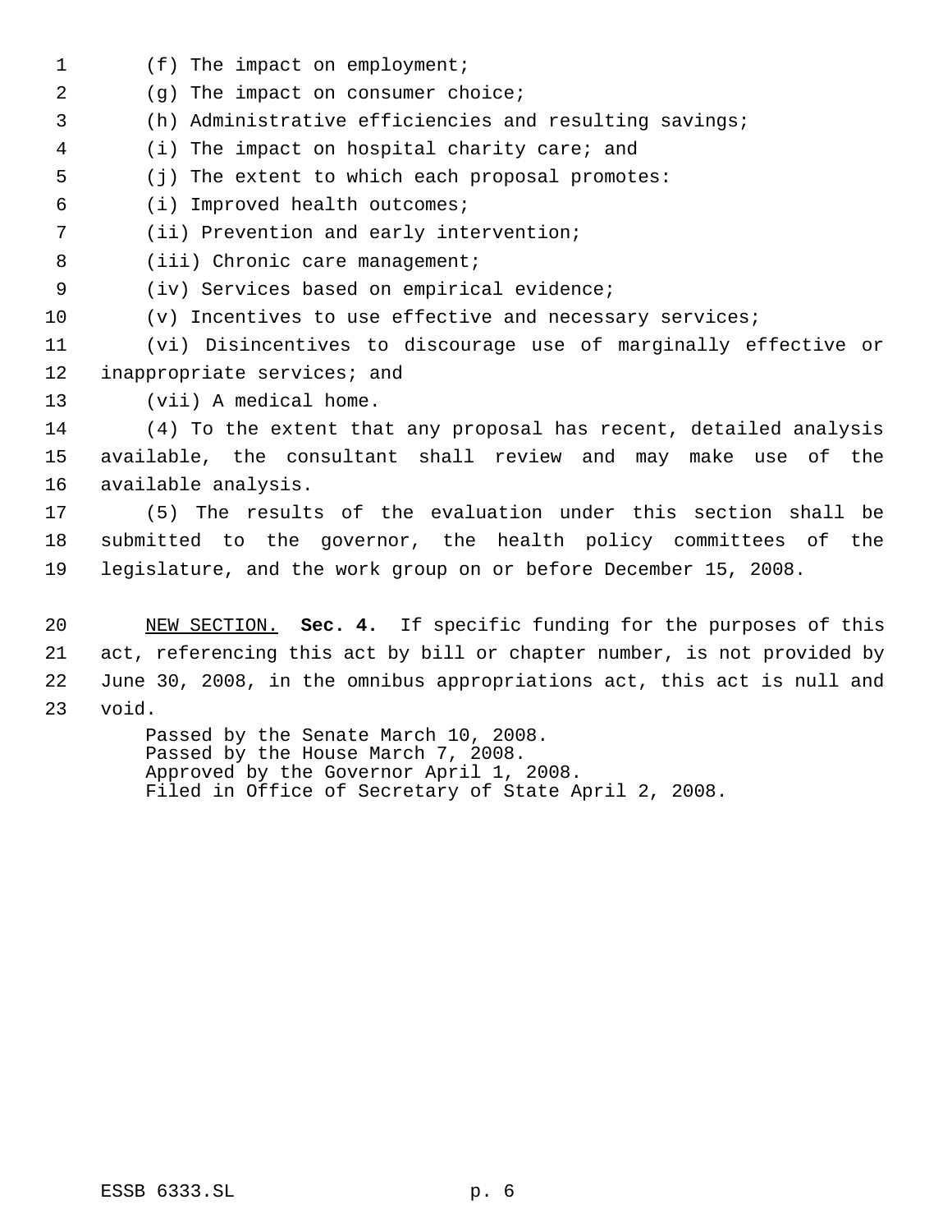(f) The impact on employment;

(g) The impact on consumer choice;

(h) Administrative efficiencies and resulting savings;

(i) The impact on hospital charity care; and

(j) The extent to which each proposal promotes:

(i) Improved health outcomes;

(ii) Prevention and early intervention;

(iii) Chronic care management;

(iv) Services based on empirical evidence;

(v) Incentives to use effective and necessary services;

(vi) Disincentives to discourage use of marginally effective or inappropriate services; and

(vii) A medical home.

(4) To the extent that any proposal has recent, detailed analysis available, the consultant shall review and may make use of the available analysis.

(5) The results of the evaluation under this section shall be submitted to the governor, the health policy committees of the legislature, and the work group on or before December 15, 2008.

NEW SECTION. **Sec. 4.** If specific funding for the purposes of this act, referencing this act by bill or chapter number, is not provided by June 30, 2008, in the omnibus appropriations act, this act is null and void.

Passed by the Senate March 10, 2008.
Passed by the House March 7, 2008.
Approved by the Governor April 1, 2008.
Filed in Office of Secretary of State April 2, 2008.